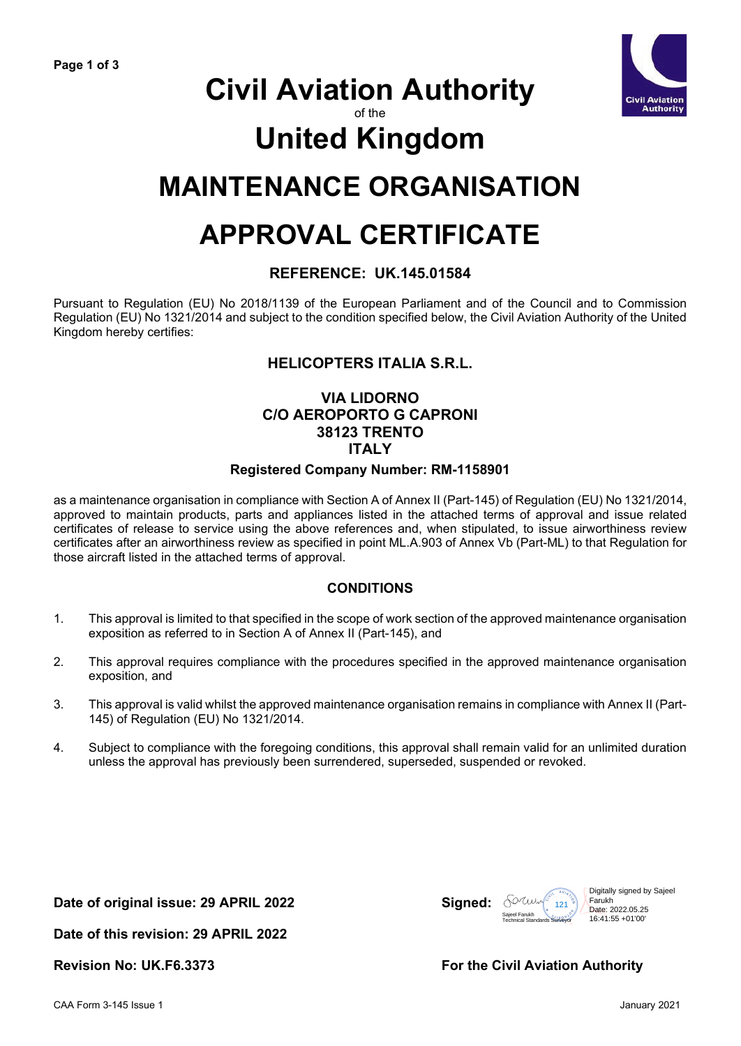# Civil Aviation Authority

of the

# United Kingdom

# MAINTENANCE ORGANISATION

# APPROVAL CERTIFICATE

## REFERENCE: UK.145.01584

Pursuant to Regulation (EU) No 2018/1139 of the European Parliament and of the Council and to Commission Regulation (EU) No 1321/2014 and subject to the condition specified below, the Civil Aviation Authority of the United Kingdom hereby certifies:

**HELICOPTERS ITALIA S.R.L.**

**VIA LIDORNO**
**C/O AEROPORTO G CAPRONI**
**38123 TRENTO**
**ITALY**

**Registered Company Number: RM-1158901**

as a maintenance organisation in compliance with Section A of Annex II (Part-145) of Regulation (EU) No 1321/2014, approved to maintain products, parts and appliances listed in the attached terms of approval and issue related certificates of release to service using the above references and, when stipulated, to issue airworthiness review certificates after an airworthiness review as specified in point ML.A.903 of Annex Vb (Part-ML) to that Regulation for those aircraft listed in the attached terms of approval.

## CONDITIONS

1. This approval is limited to that specified in the scope of work section of the approved maintenance organisation exposition as referred to in Section A of Annex II (Part-145), and
2. This approval requires compliance with the procedures specified in the approved maintenance organisation exposition, and
3. This approval is valid whilst the approved maintenance organisation remains in compliance with Annex II (Part-145) of Regulation (EU) No 1321/2014.
4. Subject to compliance with the foregoing conditions, this approval shall remain valid for an unlimited duration unless the approval has previously been surrendered, superseded, suspended or revoked.

**Date of original issue: 29 APRIL 2022**

**Date of this revision: 29 APRIL 2022**

**Revision No: UK.F6.3373**

**Signed:** Sajeel Farukh, Technical Standards Surveyor

Digitally signed by Sajeel Farukh
Date: 2022.05.25 16:41:55 +01'00'

**For the Civil Aviation Authority**

CAA Form 3-145 Issue 1 — January 2021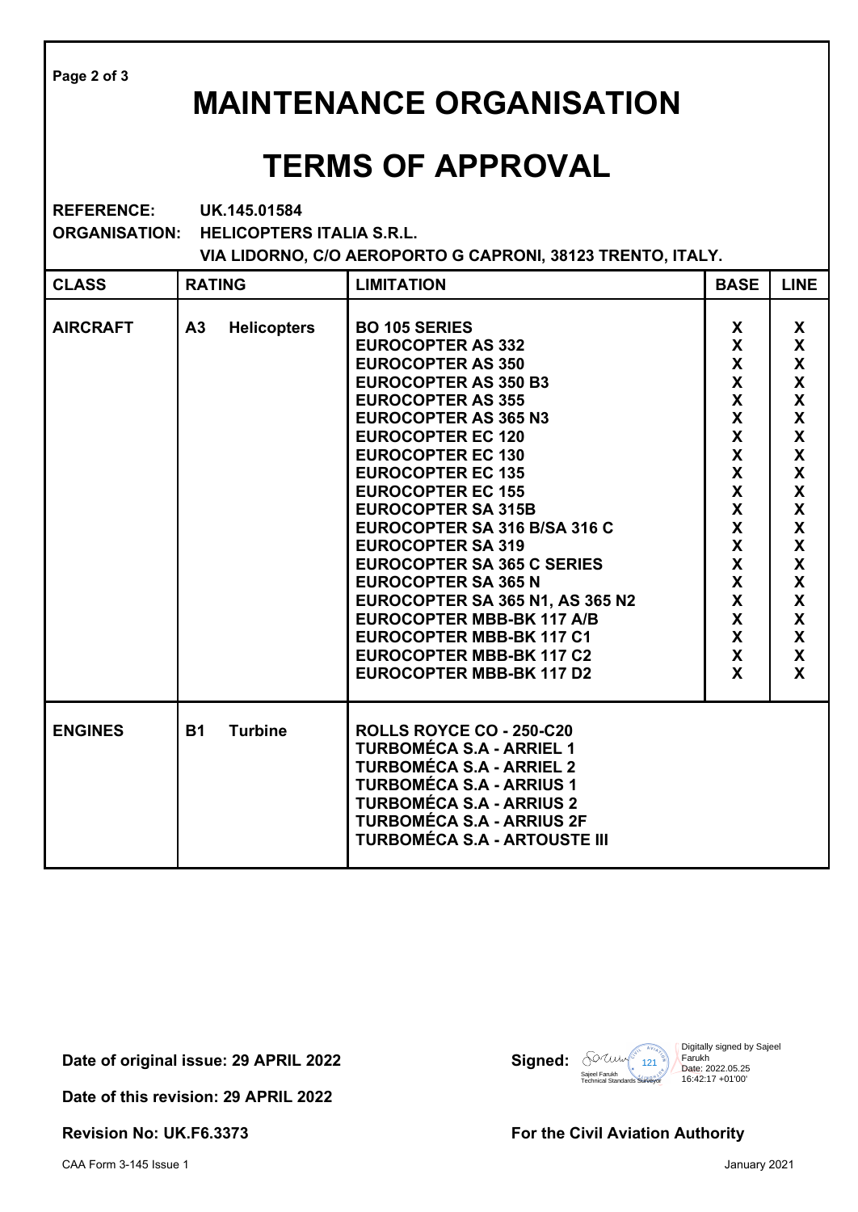# MAINTENANCE ORGANISATION

# TERMS OF APPROVAL

**REFERENCE:** UK.145.01584

**ORGANISATION:** HELICOPTERS ITALIA S.R.L.
VIA LIDORNO, C/O AEROPORTO G CAPRONI, 38123 TRENTO, ITALY.

| CLASS | RATING | LIMITATION | BASE | LINE |
|---|---|---|---|---|
| AIRCRAFT | A3 Helicopters | BO 105 SERIES | X | X |
| | | EUROCOPTER AS 332 | X | X |
| | | EUROCOPTER AS 350 | X | X |
| | | EUROCOPTER AS 350 B3 | X | X |
| | | EUROCOPTER AS 355 | X | X |
| | | EUROCOPTER AS 365 N3 | X | X |
| | | EUROCOPTER EC 120 | X | X |
| | | EUROCOPTER EC 130 | X | X |
| | | EUROCOPTER EC 135 | X | X |
| | | EUROCOPTER EC 155 | X | X |
| | | EUROCOPTER SA 315B | X | X |
| | | EUROCOPTER SA 316 B/SA 316 C | X | X |
| | | EUROCOPTER SA 319 | X | X |
| | | EUROCOPTER SA 365 C SERIES | X | X |
| | | EUROCOPTER SA 365 N | X | X |
| | | EUROCOPTER SA 365 N1, AS 365 N2 | X | X |
| | | EUROCOPTER MBB-BK 117 A/B | X | X |
| | | EUROCOPTER MBB-BK 117 C1 | X | X |
| | | EUROCOPTER MBB-BK 117 C2 | X | X |
| | | EUROCOPTER MBB-BK 117 D2 | X | X |
| ENGINES | B1 Turbine | ROLLS ROYCE CO - 250-C20 | | |
| | | TURBOMÉCA S.A - ARRIEL 1 | | |
| | | TURBOMÉCA S.A - ARRIEL 2 | | |
| | | TURBOMÉCA S.A - ARRIUS 1 | | |
| | | TURBOMÉCA S.A - ARRIUS 2 | | |
| | | TURBOMÉCA S.A - ARRIUS 2F | | |
| | | TURBOMÉCA S.A - ARTOUSTE III | | |

**Date of original issue: 29 APRIL 2022**

**Date of this revision: 29 APRIL 2022**

**Revision No: UK.F6.3373**

**Signed:** Sajeel Farukh, Technical Standards Surveyor
Digitally signed by Sajeel Farukh
Date: 2022.05.25 16:42:17 +01'00'

**For the Civil Aviation Authority**

CAA Form 3-145 Issue 1 — January 2021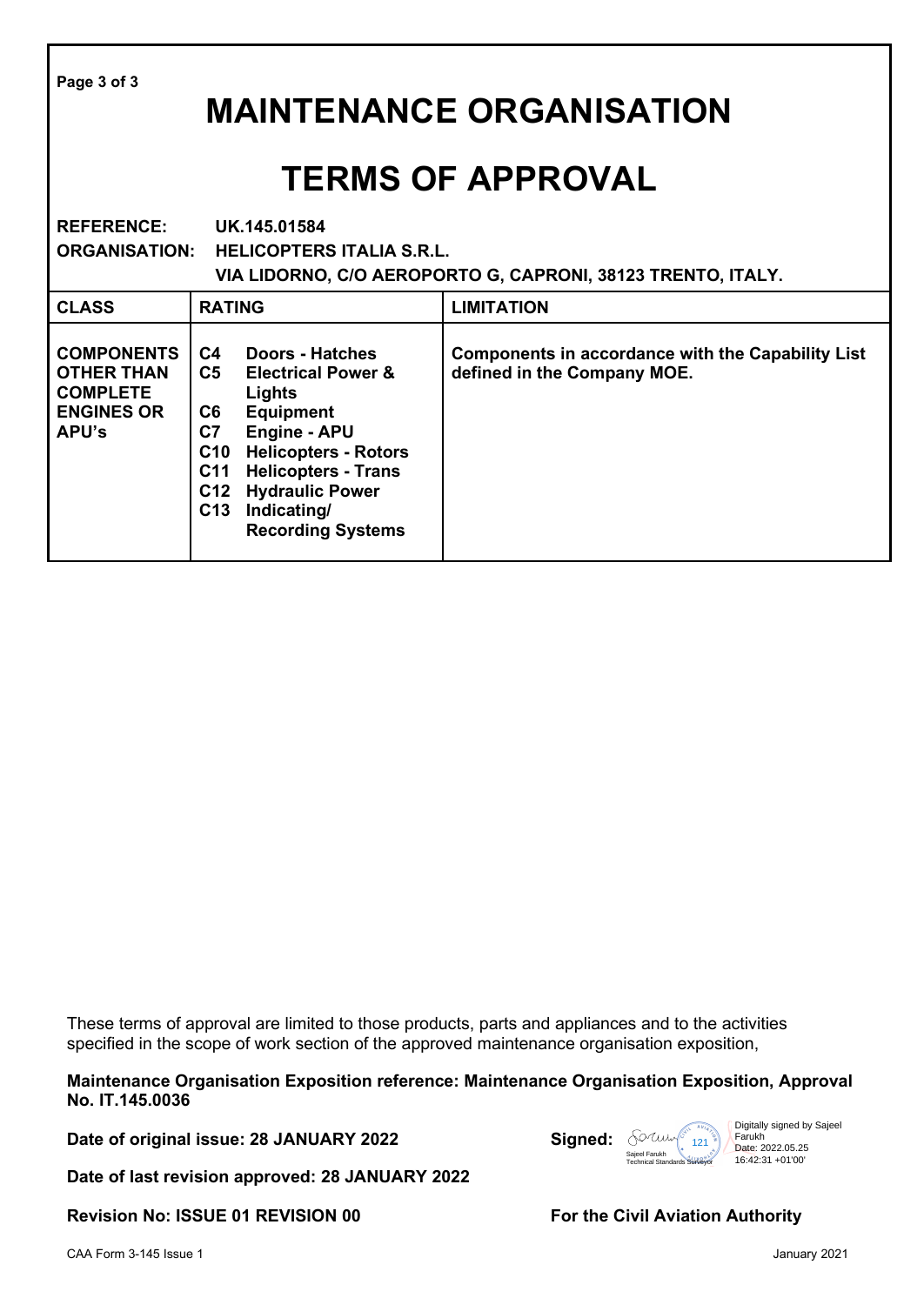# MAINTENANCE ORGANISATION

# TERMS OF APPROVAL

**REFERENCE:** **UK.145.01584**

**ORGANISATION:** **HELICOPTERS ITALIA S.R.L.**
**VIA LIDORNO, C/O AEROPORTO G, CAPRONI, 38123 TRENTO, ITALY.**

| CLASS | RATING | LIMITATION |
|---|---|---|
| **COMPONENTS OTHER THAN COMPLETE ENGINES OR APU's** | **C4 Doors - Hatches**<br>**C5 Electrical Power & Lights**<br>**C6 Equipment**<br>**C7 Engine - APU**<br>**C10 Helicopters - Rotors**<br>**C11 Helicopters - Trans**<br>**C12 Hydraulic Power**<br>**C13 Indicating/ Recording Systems** | **Components in accordance with the Capability List defined in the Company MOE.** |

These terms of approval are limited to those products, parts and appliances and to the activities specified in the scope of work section of the approved maintenance organisation exposition,

**Maintenance Organisation Exposition reference: Maintenance Organisation Exposition, Approval No. IT.145.0036**

**Date of original issue: 28 JANUARY 2022**

**Date of last revision approved: 28 JANUARY 2022**

**Revision No: ISSUE 01 REVISION 00**

**Signed:** Sajeel Farukh, Technical Standards Surveyor

Digitally signed by Sajeel Farukh
Date: 2022.05.25 16:42:31 +01'00'

**For the Civil Aviation Authority**

CAA Form 3-145 Issue 1 January 2021